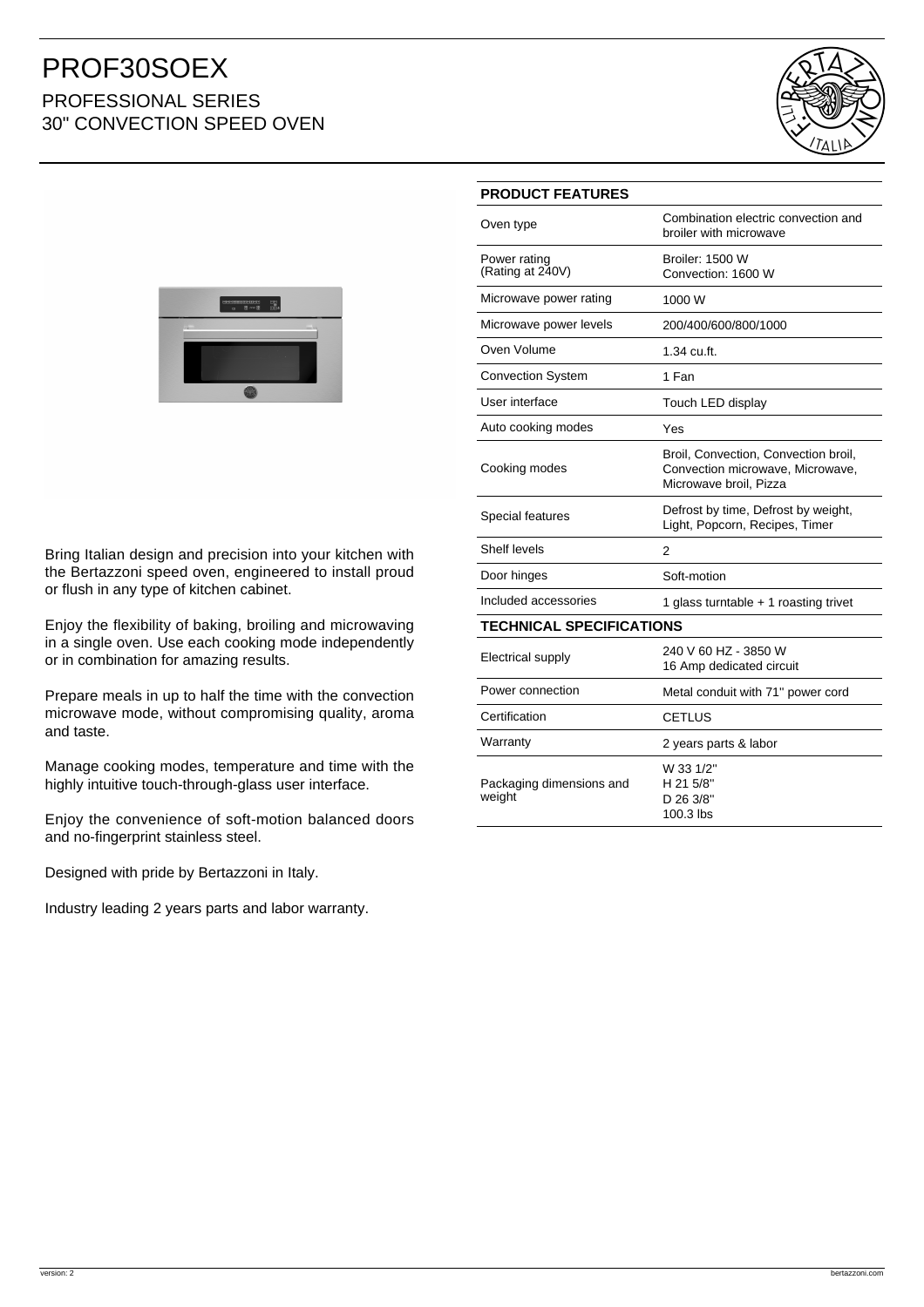# PROF30SOEX

## PROFESSIONAL SERIES
## 30" CONVECTION SPEED OVEN

Bring Italian design and precision into your kitchen with the Bertazzoni speed oven, engineered to install proud or flush in any type of kitchen cabinet.

Enjoy the flexibility of baking, broiling and microwaving in a single oven. Use each cooking mode independently or in combination for amazing results.

Prepare meals in up to half the time with the convection microwave mode, without compromising quality, aroma and taste.

Manage cooking modes, temperature and time with the highly intuitive touch-through-glass user interface.

Enjoy the convenience of soft-motion balanced doors and no-fingerprint stainless steel.

Designed with pride by Bertazzoni in Italy.

Industry leading 2 years parts and labor warranty.

| PRODUCT FEATURES | |
|---|---|
| Oven type | Combination electric convection and broiler with microwave |
| Power rating (Rating at 240V) | Broiler: 1500 W<br>Convection: 1600 W |
| Microwave power rating | 1000 W |
| Microwave power levels | 200/400/600/800/1000 |
| Oven Volume | 1.34 cu.ft. |
| Convection System | 1 Fan |
| User interface | Touch LED display |
| Auto cooking modes | Yes |
| Cooking modes | Broil, Convection, Convection broil, Convection microwave, Microwave, Microwave broil, Pizza |
| Special features | Defrost by time, Defrost by weight, Light, Popcorn, Recipes, Timer |
| Shelf levels | 2 |
| Door hinges | Soft-motion |
| Included accessories | 1 glass turntable + 1 roasting trivet |

| TECHNICAL SPECIFICATIONS | |
|---|---|
| Electrical supply | 240 V 60 HZ - 3850 W<br>16 Amp dedicated circuit |
| Power connection | Metal conduit with 71" power cord |
| Certification | CETLUS |
| Warranty | 2 years parts & labor |
| Packaging dimensions and weight | W 33 1/2"<br>H 21 5/8"<br>D 26 3/8"<br>100.3 lbs |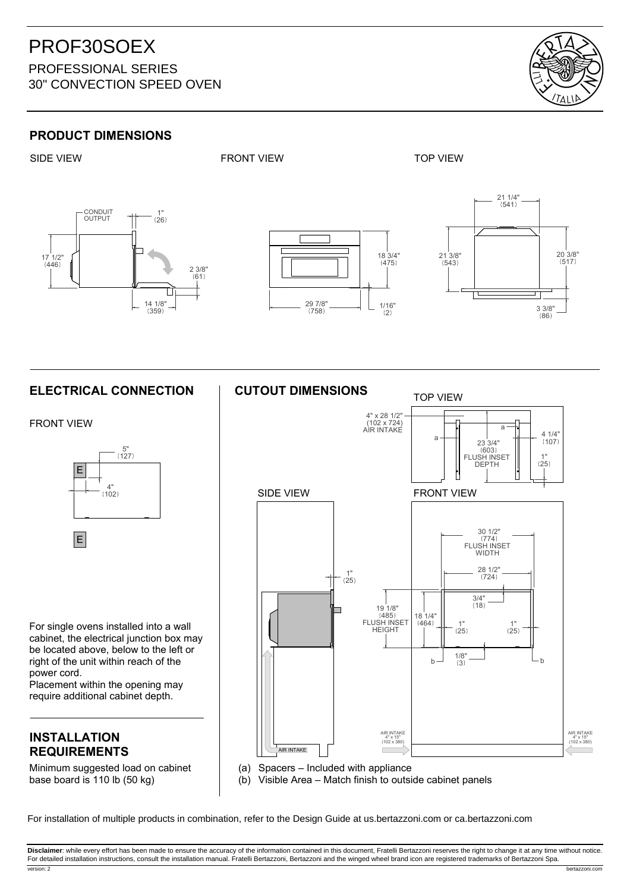# PROF30SOEX

PROFESSIONAL SERIES
30" CONVECTION SPEED OVEN

## PRODUCT DIMENSIONS

SIDE VIEW

CONDUIT OUTPUT

1" (26)

17 1/2" (446)

2 3/8" (61)

14 1/8" (359)

FRONT VIEW

18 3/4" (475)

29 7/8" (758)

1/16" (2)

TOP VIEW

21 1/4" (541)

21 3/8" (543)

20 3/8" (517)

3 3/8" (86)

## ELECTRICAL CONNECTION

FRONT VIEW

5" (127)

E

4" (102)

E

For single ovens installed into a wall cabinet, the electrical junction box may be located above, below to the left or right of the unit within reach of the power cord.
Placement within the opening may require additional cabinet depth.

## CUTOUT DIMENSIONS

TOP VIEW

4" x 28 1/2" (102 x 724) AIR INTAKE

a

a

23 3/4" (603) FLUSH INSET DEPTH

4 1/4" (107)

1" (25)

SIDE VIEW

1" (25)

AIR INTAKE

FRONT VIEW

30 1/2" (774) FLUSH INSET WIDTH

28 1/2" (724)

3/4" (18)

19 1/8" (485) FLUSH INSET HEIGHT

18 1/4" (464)

1" (25)

1" (25)

1/8" (3)

b

b

AIR INTAKE 4" x 15" (102 x 380)

AIR INTAKE 4" x 15" (102 x 380)

(a) Spacers – Included with appliance
(b) Visible Area – Match finish to outside cabinet panels

## INSTALLATION REQUIREMENTS

Minimum suggested load on cabinet base board is 110 lb (50 kg)

For installation of multiple products in combination, refer to the Design Guide at us.bertazzoni.com or ca.bertazzoni.com

**Disclaimer**: while every effort has been made to ensure the accuracy of the information contained in this document, Fratelli Bertazzoni reserves the right to change it at any time without notice. For detailed installation instructions, consult the installation manual. Fratelli Bertazzoni, Bertazzoni and the winged wheel brand icon are registered trademarks of Bertazzoni Spa.

version: 2

bertazzoni.com